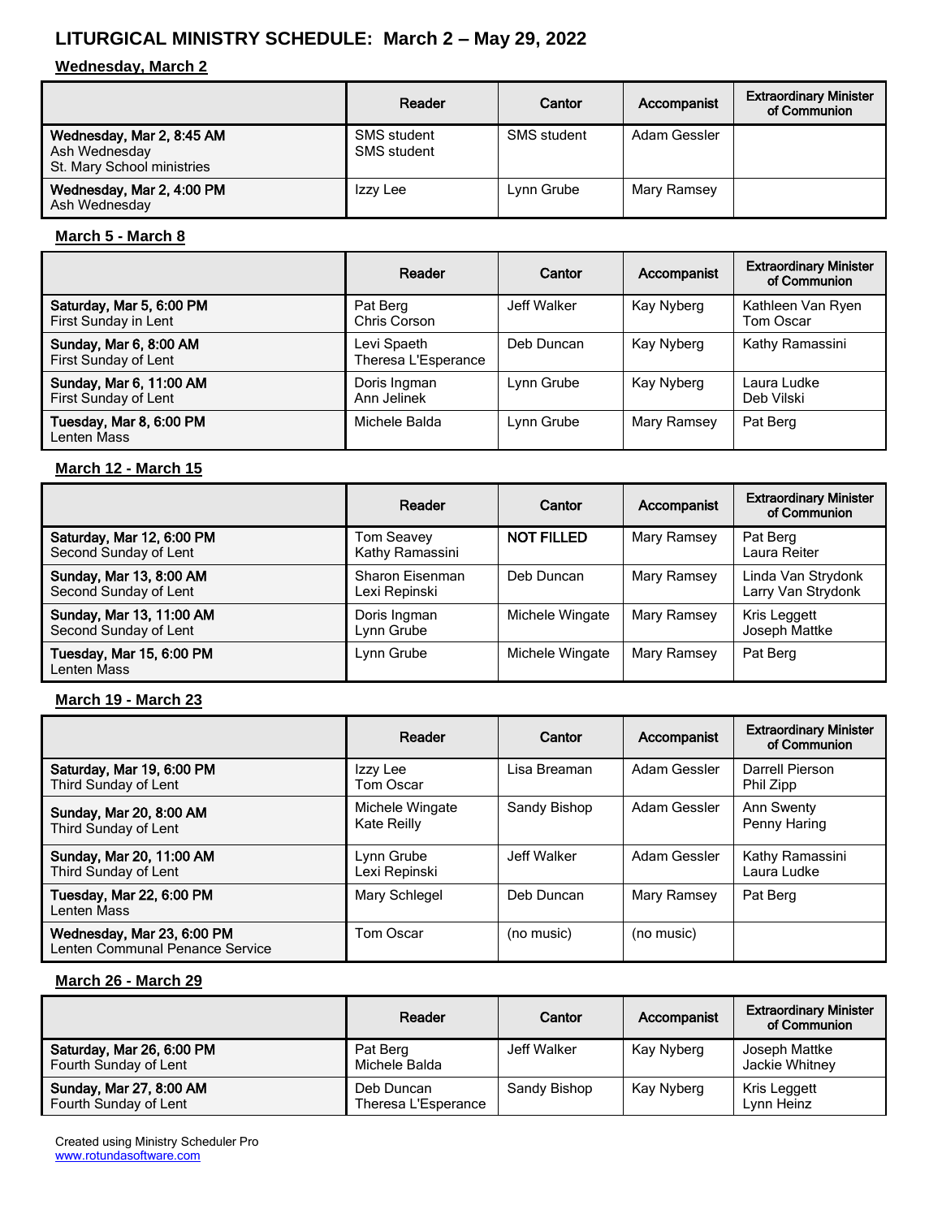# LITURGICAL MINISTRY SCHEDULE: March 2 – May 29, 2022

## Wednesday, March 2

| | Reader | Cantor | Accompanist | Extraordinary Minister of Communion |
|---|---|---|---|---|
| **Wednesday, Mar 2, 8:45 AM**<br>Ash Wednesday<br>St. Mary School ministries | SMS student<br>SMS student | SMS student | Adam Gessler | |
| **Wednesday, Mar 2, 4:00 PM**<br>Ash Wednesday | Izzy Lee | Lynn Grube | Mary Ramsey | |

## March 5 - March 8

| | Reader | Cantor | Accompanist | Extraordinary Minister of Communion |
|---|---|---|---|---|
| **Saturday, Mar 5, 6:00 PM**<br>First Sunday in Lent | Pat Berg<br>Chris Corson | Jeff Walker | Kay Nyberg | Kathleen Van Ryen<br>Tom Oscar |
| **Sunday, Mar 6, 8:00 AM**<br>First Sunday of Lent | Levi Spaeth<br>Theresa L'Esperance | Deb Duncan | Kay Nyberg | Kathy Ramassini |
| **Sunday, Mar 6, 11:00 AM**<br>First Sunday of Lent | Doris Ingman<br>Ann Jelinek | Lynn Grube | Kay Nyberg | Laura Ludke<br>Deb Vilski |
| **Tuesday, Mar 8, 6:00 PM**<br>Lenten Mass | Michele Balda | Lynn Grube | Mary Ramsey | Pat Berg |

## March 12 - March 15

| | Reader | Cantor | Accompanist | Extraordinary Minister of Communion |
|---|---|---|---|---|
| **Saturday, Mar 12, 6:00 PM**<br>Second Sunday of Lent | Tom Seavey<br>Kathy Ramassini | **NOT FILLED** | Mary Ramsey | Pat Berg<br>Laura Reiter |
| **Sunday, Mar 13, 8:00 AM**<br>Second Sunday of Lent | Sharon Eisenman<br>Lexi Repinski | Deb Duncan | Mary Ramsey | Linda Van Strydonk<br>Larry Van Strydonk |
| **Sunday, Mar 13, 11:00 AM**<br>Second Sunday of Lent | Doris Ingman<br>Lynn Grube | Michele Wingate | Mary Ramsey | Kris Leggett<br>Joseph Mattke |
| **Tuesday, Mar 15, 6:00 PM**<br>Lenten Mass | Lynn Grube | Michele Wingate | Mary Ramsey | Pat Berg |

## March 19 - March 23

| | Reader | Cantor | Accompanist | Extraordinary Minister of Communion |
|---|---|---|---|---|
| **Saturday, Mar 19, 6:00 PM**<br>Third Sunday of Lent | Izzy Lee<br>Tom Oscar | Lisa Breaman | Adam Gessler | Darrell Pierson<br>Phil Zipp |
| **Sunday, Mar 20, 8:00 AM**<br>Third Sunday of Lent | Michele Wingate<br>Kate Reilly | Sandy Bishop | Adam Gessler | Ann Swenty<br>Penny Haring |
| **Sunday, Mar 20, 11:00 AM**<br>Third Sunday of Lent | Lynn Grube<br>Lexi Repinski | Jeff Walker | Adam Gessler | Kathy Ramassini<br>Laura Ludke |
| **Tuesday, Mar 22, 6:00 PM**<br>Lenten Mass | Mary Schlegel | Deb Duncan | Mary Ramsey | Pat Berg |
| **Wednesday, Mar 23, 6:00 PM**<br>Lenten Communal Penance Service | Tom Oscar | (no music) | (no music) | |

## March 26 - March 29

| | Reader | Cantor | Accompanist | Extraordinary Minister of Communion |
|---|---|---|---|---|
| **Saturday, Mar 26, 6:00 PM**<br>Fourth Sunday of Lent | Pat Berg<br>Michele Balda | Jeff Walker | Kay Nyberg | Joseph Mattke<br>Jackie Whitney |
| **Sunday, Mar 27, 8:00 AM**<br>Fourth Sunday of Lent | Deb Duncan<br>Theresa L'Esperance | Sandy Bishop | Kay Nyberg | Kris Leggett<br>Lynn Heinz |

Created using Ministry Scheduler Pro
www.rotundasoftware.com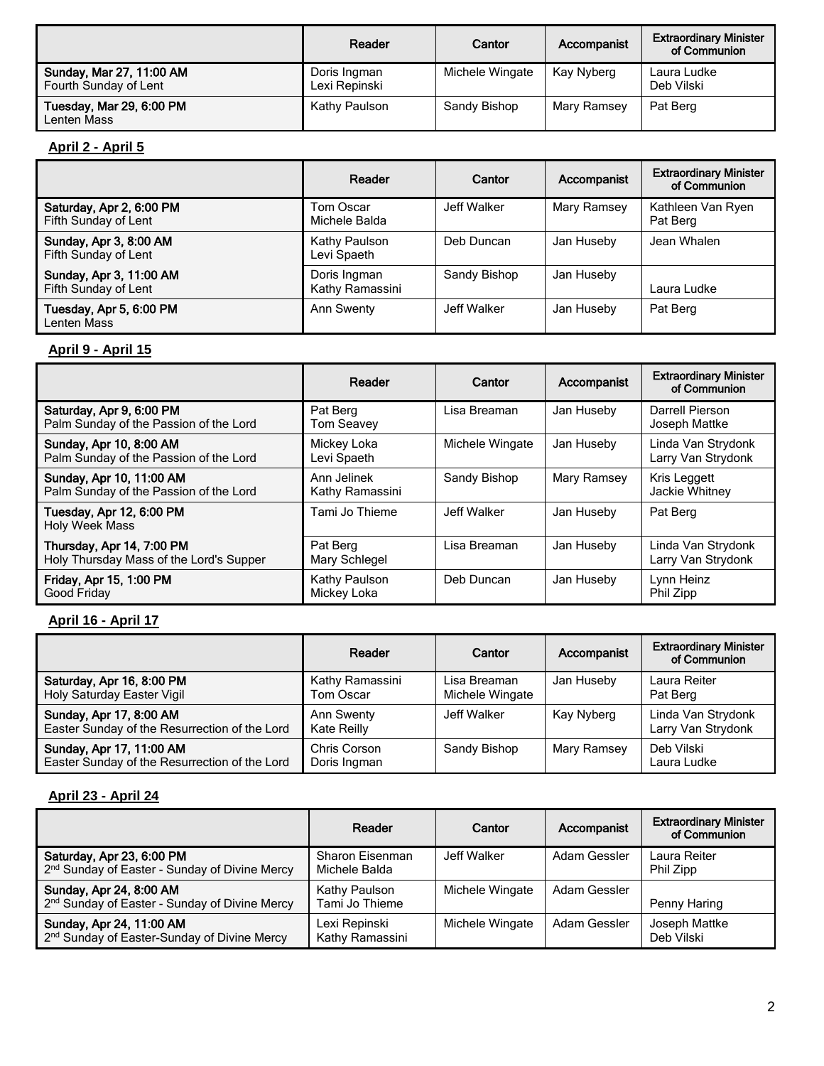| | Reader | Cantor | Accompanist | Extraordinary Minister of Communion |
|---|---|---|---|---|
| **Sunday, Mar 27, 11:00 AM** Fourth Sunday of Lent | Doris Ingman<br>Lexi Repinski | Michele Wingate | Kay Nyberg | Laura Ludke<br>Deb Vilski |
| **Tuesday, Mar 29, 6:00 PM** Lenten Mass | Kathy Paulson | Sandy Bishop | Mary Ramsey | Pat Berg |

## April 2 - April 5

| | Reader | Cantor | Accompanist | Extraordinary Minister of Communion |
|---|---|---|---|---|
| **Saturday, Apr 2, 6:00 PM** Fifth Sunday of Lent | Tom Oscar<br>Michele Balda | Jeff Walker | Mary Ramsey | Kathleen Van Ryen<br>Pat Berg |
| **Sunday, Apr 3, 8:00 AM** Fifth Sunday of Lent | Kathy Paulson<br>Levi Spaeth | Deb Duncan | Jan Huseby | Jean Whalen |
| **Sunday, Apr 3, 11:00 AM** Fifth Sunday of Lent | Doris Ingman<br>Kathy Ramassini | Sandy Bishop | Jan Huseby | Laura Ludke |
| **Tuesday, Apr 5, 6:00 PM** Lenten Mass | Ann Swenty | Jeff Walker | Jan Huseby | Pat Berg |

## April 9 - April 15

| | Reader | Cantor | Accompanist | Extraordinary Minister of Communion |
|---|---|---|---|---|
| **Saturday, Apr 9, 6:00 PM** Palm Sunday of the Passion of the Lord | Pat Berg<br>Tom Seavey | Lisa Breaman | Jan Huseby | Darrell Pierson<br>Joseph Mattke |
| **Sunday, Apr 10, 8:00 AM** Palm Sunday of the Passion of the Lord | Mickey Loka<br>Levi Spaeth | Michele Wingate | Jan Huseby | Linda Van Strydonk<br>Larry Van Strydonk |
| **Sunday, Apr 10, 11:00 AM** Palm Sunday of the Passion of the Lord | Ann Jelinek<br>Kathy Ramassini | Sandy Bishop | Mary Ramsey | Kris Leggett<br>Jackie Whitney |
| **Tuesday, Apr 12, 6:00 PM** Holy Week Mass | Tami Jo Thieme | Jeff Walker | Jan Huseby | Pat Berg |
| **Thursday, Apr 14, 7:00 PM** Holy Thursday Mass of the Lord's Supper | Pat Berg<br>Mary Schlegel | Lisa Breaman | Jan Huseby | Linda Van Strydonk<br>Larry Van Strydonk |
| **Friday, Apr 15, 1:00 PM** Good Friday | Kathy Paulson<br>Mickey Loka | Deb Duncan | Jan Huseby | Lynn Heinz<br>Phil Zipp |

## April 16 - April 17

| | Reader | Cantor | Accompanist | Extraordinary Minister of Communion |
|---|---|---|---|---|
| **Saturday, Apr 16, 8:00 PM** Holy Saturday Easter Vigil | Kathy Ramassini<br>Tom Oscar | Lisa Breaman<br>Michele Wingate | Jan Huseby | Laura Reiter<br>Pat Berg |
| **Sunday, Apr 17, 8:00 AM** Easter Sunday of the Resurrection of the Lord | Ann Swenty<br>Kate Reilly | Jeff Walker | Kay Nyberg | Linda Van Strydonk<br>Larry Van Strydonk |
| **Sunday, Apr 17, 11:00 AM** Easter Sunday of the Resurrection of the Lord | Chris Corson<br>Doris Ingman | Sandy Bishop | Mary Ramsey | Deb Vilski<br>Laura Ludke |

## April 23 - April 24

| | Reader | Cantor | Accompanist | Extraordinary Minister of Communion |
|---|---|---|---|---|
| **Saturday, Apr 23, 6:00 PM** 2nd Sunday of Easter - Sunday of Divine Mercy | Sharon Eisenman<br>Michele Balda | Jeff Walker | Adam Gessler | Laura Reiter<br>Phil Zipp |
| **Sunday, Apr 24, 8:00 AM** 2nd Sunday of Easter - Sunday of Divine Mercy | Kathy Paulson<br>Tami Jo Thieme | Michele Wingate | Adam Gessler | Penny Haring |
| **Sunday, Apr 24, 11:00 AM** 2nd Sunday of Easter-Sunday of Divine Mercy | Lexi Repinski<br>Kathy Ramassini | Michele Wingate | Adam Gessler | Joseph Mattke<br>Deb Vilski |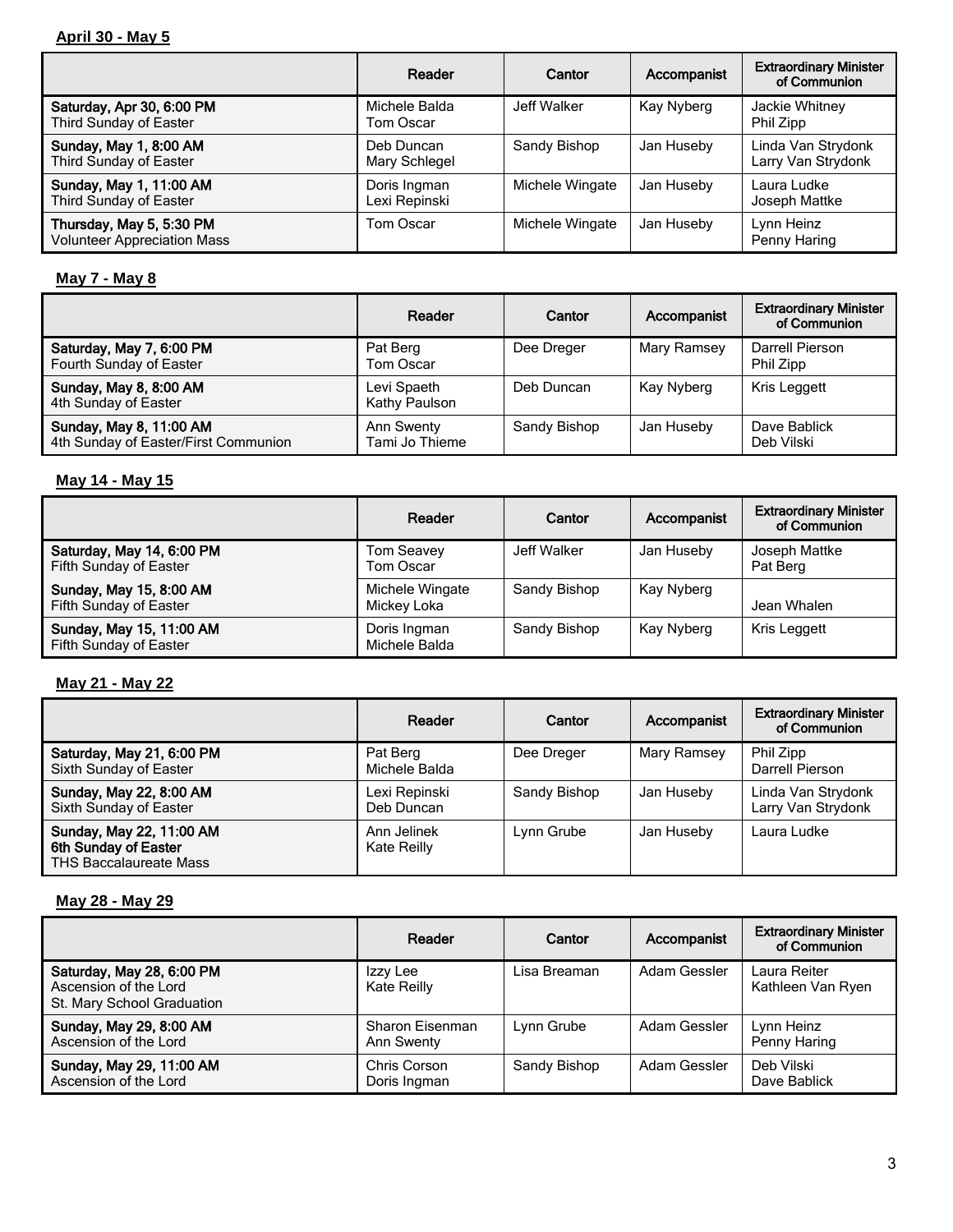**April 30 - May 5**

| | Reader | Cantor | Accompanist | Extraordinary Minister of Communion |
|---|---|---|---|---|
| **Saturday, Apr 30, 6:00 PM** Third Sunday of Easter | Michele Balda Tom Oscar | Jeff Walker | Kay Nyberg | Jackie Whitney Phil Zipp |
| **Sunday, May 1, 8:00 AM** Third Sunday of Easter | Deb Duncan Mary Schlegel | Sandy Bishop | Jan Huseby | Linda Van Strydonk Larry Van Strydonk |
| **Sunday, May 1, 11:00 AM** Third Sunday of Easter | Doris Ingman Lexi Repinski | Michele Wingate | Jan Huseby | Laura Ludke Joseph Mattke |
| **Thursday, May 5, 5:30 PM** Volunteer Appreciation Mass | Tom Oscar | Michele Wingate | Jan Huseby | Lynn Heinz Penny Haring |

**May 7 - May 8**

| | Reader | Cantor | Accompanist | Extraordinary Minister of Communion |
|---|---|---|---|---|
| **Saturday, May 7, 6:00 PM** Fourth Sunday of Easter | Pat Berg Tom Oscar | Dee Dreger | Mary Ramsey | Darrell Pierson Phil Zipp |
| **Sunday, May 8, 8:00 AM** 4th Sunday of Easter | Levi Spaeth Kathy Paulson | Deb Duncan | Kay Nyberg | Kris Leggett |
| **Sunday, May 8, 11:00 AM** 4th Sunday of Easter/First Communion | Ann Swenty Tami Jo Thieme | Sandy Bishop | Jan Huseby | Dave Bablick Deb Vilski |

**May 14 - May 15**

| | Reader | Cantor | Accompanist | Extraordinary Minister of Communion |
|---|---|---|---|---|
| **Saturday, May 14, 6:00 PM** Fifth Sunday of Easter | Tom Seavey Tom Oscar | Jeff Walker | Jan Huseby | Joseph Mattke Pat Berg |
| **Sunday, May 15, 8:00 AM** Fifth Sunday of Easter | Michele Wingate Mickey Loka | Sandy Bishop | Kay Nyberg | Jean Whalen |
| **Sunday, May 15, 11:00 AM** Fifth Sunday of Easter | Doris Ingman Michele Balda | Sandy Bishop | Kay Nyberg | Kris Leggett |

**May 21 - May 22**

| | Reader | Cantor | Accompanist | Extraordinary Minister of Communion |
|---|---|---|---|---|
| **Saturday, May 21, 6:00 PM** Sixth Sunday of Easter | Pat Berg Michele Balda | Dee Dreger | Mary Ramsey | Phil Zipp Darrell Pierson |
| **Sunday, May 22, 8:00 AM** Sixth Sunday of Easter | Lexi Repinski Deb Duncan | Sandy Bishop | Jan Huseby | Linda Van Strydonk Larry Van Strydonk |
| **Sunday, May 22, 11:00 AM** **6th Sunday of Easter** THS Baccalaureate Mass | Ann Jelinek Kate Reilly | Lynn Grube | Jan Huseby | Laura Ludke |

**May 28 - May 29**

| | Reader | Cantor | Accompanist | Extraordinary Minister of Communion |
|---|---|---|---|---|
| **Saturday, May 28, 6:00 PM** Ascension of the Lord St. Mary School Graduation | Izzy Lee Kate Reilly | Lisa Breaman | Adam Gessler | Laura Reiter Kathleen Van Ryen |
| **Sunday, May 29, 8:00 AM** Ascension of the Lord | Sharon Eisenman Ann Swenty | Lynn Grube | Adam Gessler | Lynn Heinz Penny Haring |
| **Sunday, May 29, 11:00 AM** Ascension of the Lord | Chris Corson Doris Ingman | Sandy Bishop | Adam Gessler | Deb Vilski Dave Bablick |